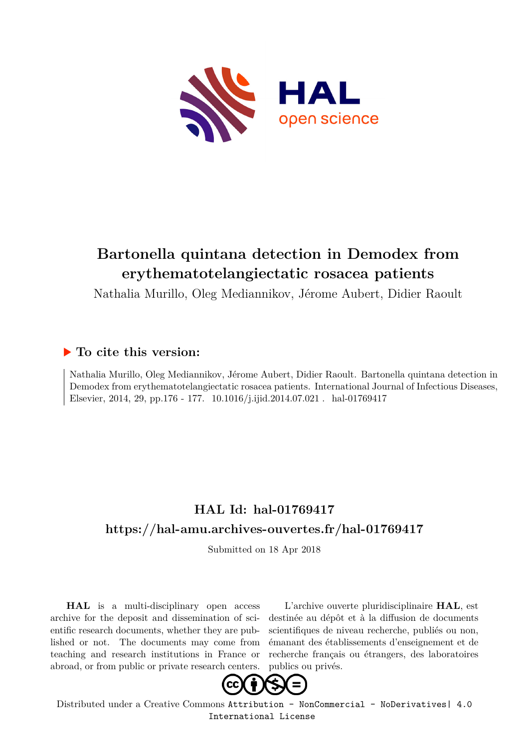# Bartonella quintana detection in Demodex from erythematotelangiectatic rosacea patients

Nathalia Murillo, Oleg Mediannikov, Jérome Aubert, Didier Raoult

## ▶ To cite this version:

Nathalia Murillo, Oleg Mediannikov, Jérome Aubert, Didier Raoult. Bartonella quintana detection in Demodex from erythematotelangiectatic rosacea patients. International Journal of Infectious Diseases, Elsevier, 2014, 29, pp.176 - 177. 10.1016/j.ijid.2014.07.021 . hal-01769417

## HAL Id: hal-01769417

## https://hal-amu.archives-ouvertes.fr/hal-01769417

Submitted on 18 Apr 2018

**HAL** is a multi-disciplinary open access archive for the deposit and dissemination of scientific research documents, whether they are published or not. The documents may come from teaching and research institutions in France or abroad, or from public or private research centers.

L'archive ouverte pluridisciplinaire **HAL**, est destinée au dépôt et à la diffusion de documents scientifiques de niveau recherche, publiés ou non, émanant des établissements d'enseignement et de recherche français ou étrangers, des laboratoires publics ou privés.

Distributed under a Creative Commons Attribution - NonCommercial - NoDerivatives| 4.0 International License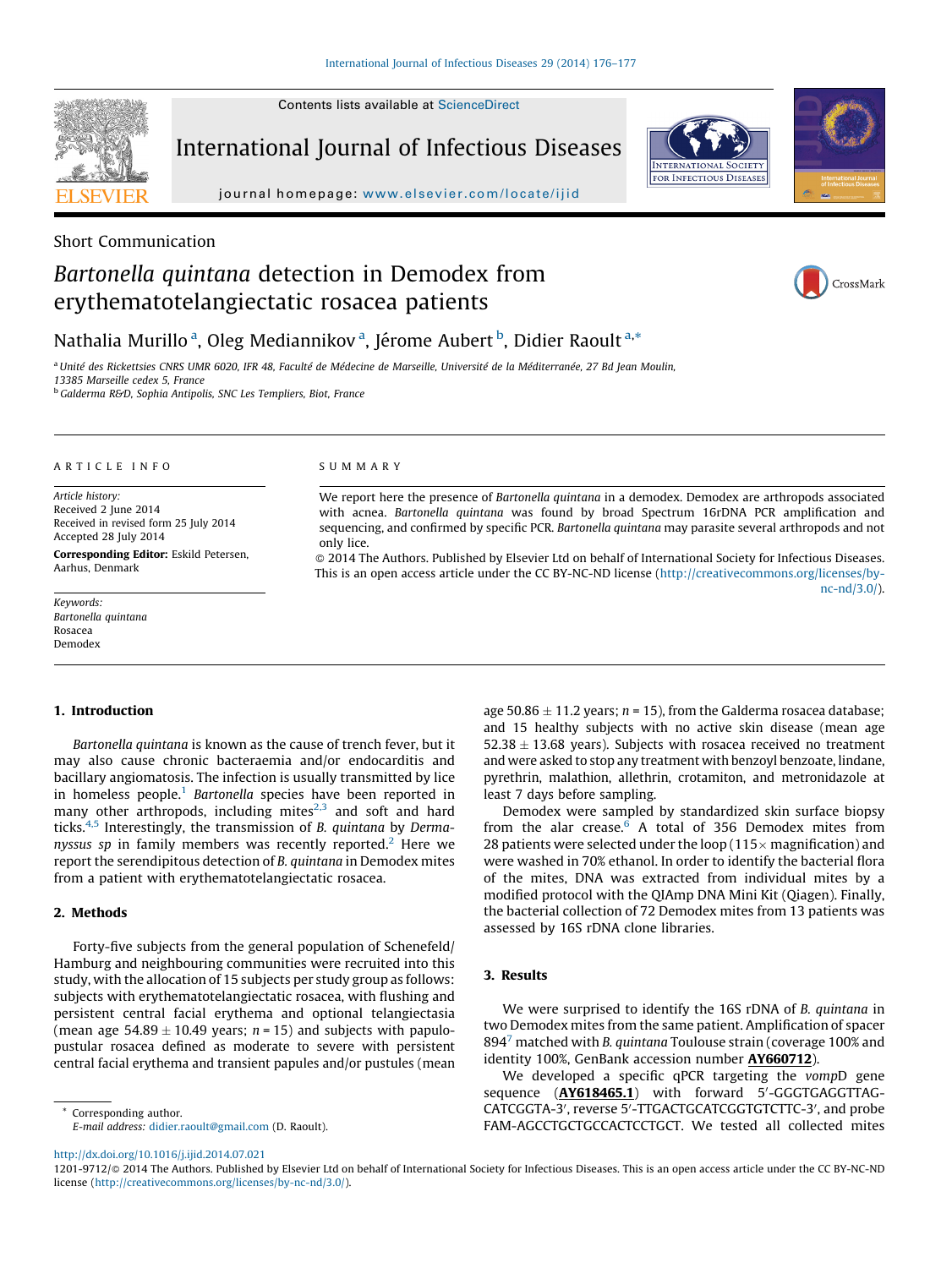Short Communication

# *Bartonella quintana* detection in Demodex from erythematotelangiectatic rosacea patients

Nathalia Murillo [a], Oleg Mediannikov [a], Jérome Aubert [b], Didier Raoult [a,*]

[a] Unité des Rickettsies CNRS UMR 6020, IFR 48, Faculté de Médecine de Marseille, Université de la Méditerranée, 27 Bd Jean Moulin, 13385 Marseille cedex 5, France

[b] Galderma R&D, Sophia Antipolis, SNC Les Templiers, Biot, France

## ARTICLE INFO

*Article history:*
Received 2 June 2014
Received in revised form 25 July 2014
Accepted 28 July 2014

**Corresponding Editor:** Eskild Petersen, Aarhus, Denmark

*Keywords:*
*Bartonella quintana*
Rosacea
Demodex

## SUMMARY

We report here the presence of *Bartonella quintana* in a demodex. Demodex are arthropods associated with acnea. *Bartonella quintana* was found by broad Spectrum 16rDNA PCR amplification and sequencing, and confirmed by specific PCR. *Bartonella quintana* may parasite several arthropods and not only lice.

© 2014 The Authors. Published by Elsevier Ltd on behalf of International Society for Infectious Diseases. This is an open access article under the CC BY-NC-ND license (http://creativecommons.org/licenses/by-nc-nd/3.0/).

## 1. Introduction

*Bartonella quintana* is known as the cause of trench fever, but it may also cause chronic bacteraemia and/or endocarditis and bacillary angiomatosis. The infection is usually transmitted by lice in homeless people.[1] *Bartonella* species have been reported in many other arthropods, including mites[2,3] and soft and hard ticks.[4,5] Interestingly, the transmission of *B. quintana* by *Dermanyssus sp* in family members was recently reported.[2] Here we report the serendipitous detection of *B. quintana* in Demodex mites from a patient with erythematotelangiectatic rosacea.

## 2. Methods

Forty-five subjects from the general population of Schenefeld/Hamburg and neighbouring communities were recruited into this study, with the allocation of 15 subjects per study group as follows: subjects with erythematotelangiectatic rosacea, with flushing and persistent central facial erythema and optional telangiectasia (mean age $54.89 \pm 10.49$ years; $n = 15$) and subjects with papulo-pustular rosacea defined as moderate to severe with persistent central facial erythema and transient papules and/or pustules (mean age $50.86 \pm 11.2$ years; $n = 15$), from the Galderma rosacea database; and 15 healthy subjects with no active skin disease (mean age $52.38 \pm 13.68$ years). Subjects with rosacea received no treatment and were asked to stop any treatment with benzoyl benzoate, lindane, pyrethrin, malathion, allethrin, crotamiton, and metronidazole at least 7 days before sampling.

Demodex were sampled by standardized skin surface biopsy from the alar crease.[6] A total of 356 Demodex mites from 28 patients were selected under the loop (115× magnification) and were washed in 70% ethanol. In order to identify the bacterial flora of the mites, DNA was extracted from individual mites by a modified protocol with the QIAmp DNA Mini Kit (Qiagen). Finally, the bacterial collection of 72 Demodex mites from 13 patients was assessed by 16S rDNA clone libraries.

## 3. Results

We were surprised to identify the 16S rDNA of *B. quintana* in two Demodex mites from the same patient. Amplification of spacer 894[7] matched with *B. quintana* Toulouse strain (coverage 100% and identity 100%, GenBank accession number **AY660712**).

We developed a specific qPCR targeting the *vomp*D gene sequence (**AY618465.1**) with forward 5′-GGGTGAGGTTAG-CATCGGTA-3′, reverse 5′-TTGACTGCATCGGTGTCTTC-3′, and probe FAM-AGCCTGCTGCCACTCCTGCT. We tested all collected mites

\* Corresponding author.
E-mail address: didier.raoult@gmail.com (D. Raoult).

http://dx.doi.org/10.1016/j.ijid.2014.07.021
1201-9712/© 2014 The Authors. Published by Elsevier Ltd on behalf of International Society for Infectious Diseases. This is an open access article under the CC BY-NC-ND license (http://creativecommons.org/licenses/by-nc-nd/3.0/).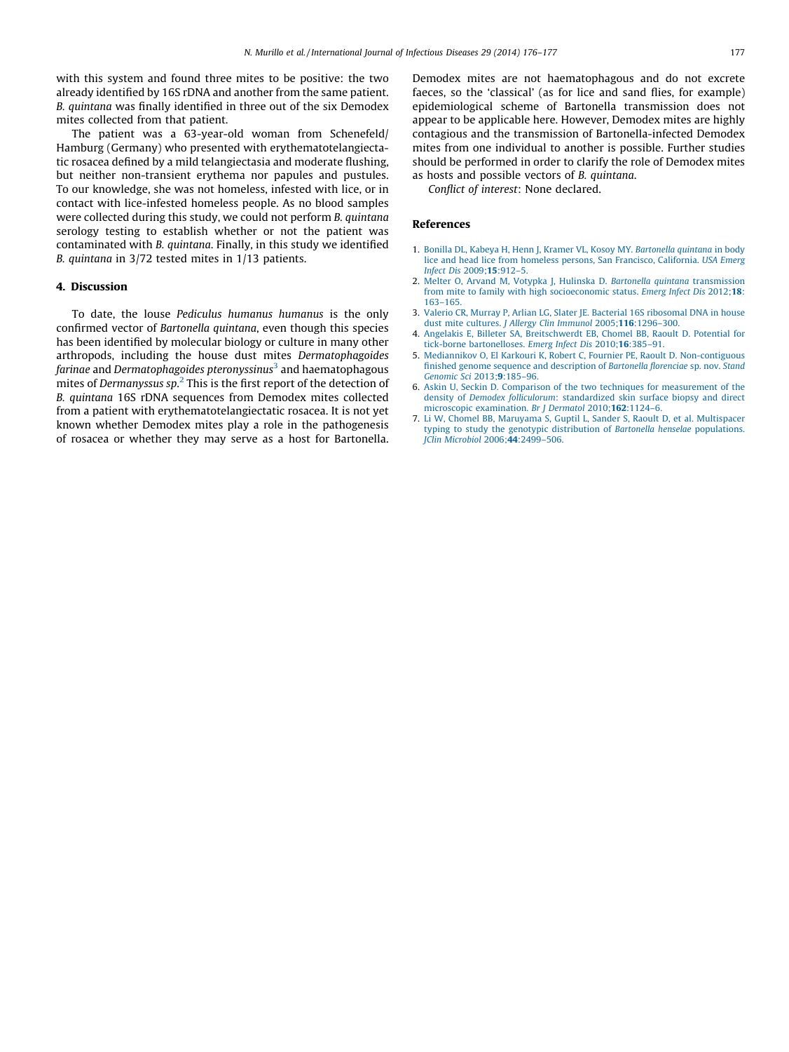with this system and found three mites to be positive: the two already identified by 16S rDNA and another from the same patient. *B. quintana* was finally identified in three out of the six Demodex mites collected from that patient.

The patient was a 63-year-old woman from Schenefeld/Hamburg (Germany) who presented with erythematotelangiectatic rosacea defined by a mild telangiectasia and moderate flushing, but neither non-transient erythema nor papules and pustules. To our knowledge, she was not homeless, infested with lice, or in contact with lice-infested homeless people. As no blood samples were collected during this study, we could not perform *B. quintana* serology testing to establish whether or not the patient was contaminated with *B. quintana*. Finally, in this study we identified *B. quintana* in 3/72 tested mites in 1/13 patients.

## 4. Discussion

To date, the louse *Pediculus humanus humanus* is the only confirmed vector of *Bartonella quintana*, even though this species has been identified by molecular biology or culture in many other arthropods, including the house dust mites *Dermatophagoides farinae* and *Dermatophagoides pteronyssinus*[3] and haematophagous mites of *Dermanyssus sp.*[2] This is the first report of the detection of *B. quintana* 16S rDNA sequences from Demodex mites collected from a patient with erythematotelangiectatic rosacea. It is not yet known whether Demodex mites play a role in the pathogenesis of rosacea or whether they may serve as a host for Bartonella. Demodex mites are not haematophagous and do not excrete faeces, so the 'classical' (as for lice and sand flies, for example) epidemiological scheme of Bartonella transmission does not appear to be applicable here. However, Demodex mites are highly contagious and the transmission of Bartonella-infected Demodex mites from one individual to another is possible. Further studies should be performed in order to clarify the role of Demodex mites as hosts and possible vectors of *B. quintana*.

*Conflict of interest*: None declared.

## References

1. Bonilla DL, Kabeya H, Henn J, Kramer VL, Kosoy MY. *Bartonella quintana* in body lice and head lice from homeless persons, San Francisco, California. *USA Emerg Infect Dis* 2009;**15**:912–5.
2. Melter O, Arvand M, Votypka J, Hulinska D. *Bartonella quintana* transmission from mite to family with high socioeconomic status. *Emerg Infect Dis* 2012;**18**: 163–165.
3. Valerio CR, Murray P, Arlian LG, Slater JE. Bacterial 16S ribosomal DNA in house dust mite cultures. *J Allergy Clin Immunol* 2005;**116**:1296–300.
4. Angelakis E, Billeter SA, Breitschwerdt EB, Chomel BB, Raoult D. Potential for tick-borne bartonelloses. *Emerg Infect Dis* 2010;**16**:385–91.
5. Mediannikov O, El Karkouri K, Robert C, Fournier PE, Raoult D. Non-contiguous finished genome sequence and description of *Bartonella florenciae* sp. nov. *Stand Genomic Sci* 2013;**9**:185–96.
6. Askin U, Seckin D. Comparison of the two techniques for measurement of the density of *Demodex folliculorum*: standardized skin surface biopsy and direct microscopic examination. *Br J Dermatol* 2010;**162**:1124–6.
7. Li W, Chomel BB, Maruyama S, Guptil L, Sander S, Raoult D, et al. Multispacer typing to study the genotypic distribution of *Bartonella henselae* populations. *JClin Microbiol* 2006;**44**:2499–506.